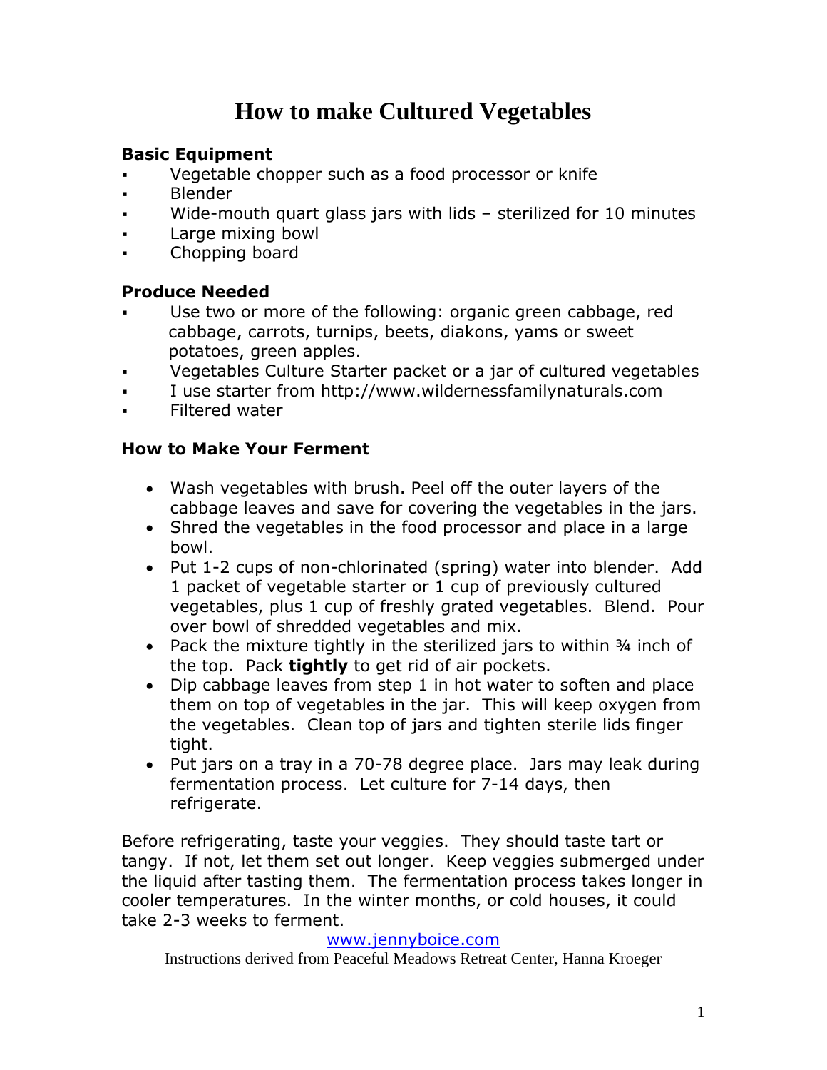# How to make Cultured Vegetables

### Basic Equipment

- Vegetable chopper such as a food processor or knife
- Blender
- Wide-mouth quart glass jars with lids – sterilized for 10 minutes
- Large mixing bowl
- Chopping board

### Produce Needed

- Use two or more of the following: organic green cabbage, red cabbage, carrots, turnips, beets, diakons, yams or sweet potatoes, green apples.
- Vegetables Culture Starter packet or a jar of cultured vegetables
- I use starter from http://www.wildernessfamilynaturals.com
- Filtered water

### How to Make Your Ferment

- Wash vegetables with brush. Peel off the outer layers of the cabbage leaves and save for covering the vegetables in the jars.
- Shred the vegetables in the food processor and place in a large bowl.
- Put 1-2 cups of non-chlorinated (spring) water into blender. Add 1 packet of vegetable starter or 1 cup of previously cultured vegetables, plus 1 cup of freshly grated vegetables. Blend. Pour over bowl of shredded vegetables and mix.
- Pack the mixture tightly in the sterilized jars to within ¾ inch of the top. Pack **tightly** to get rid of air pockets.
- Dip cabbage leaves from step 1 in hot water to soften and place them on top of vegetables in the jar. This will keep oxygen from the vegetables. Clean top of jars and tighten sterile lids finger tight.
- Put jars on a tray in a 70-78 degree place. Jars may leak during fermentation process. Let culture for 7-14 days, then refrigerate.

Before refrigerating, taste your veggies. They should taste tart or tangy. If not, let them set out longer. Keep veggies submerged under the liquid after tasting them. The fermentation process takes longer in cooler temperatures. In the winter months, or cold houses, it could take 2-3 weeks to ferment.

www.jennyboice.com

Instructions derived from Peaceful Meadows Retreat Center, Hanna Kroeger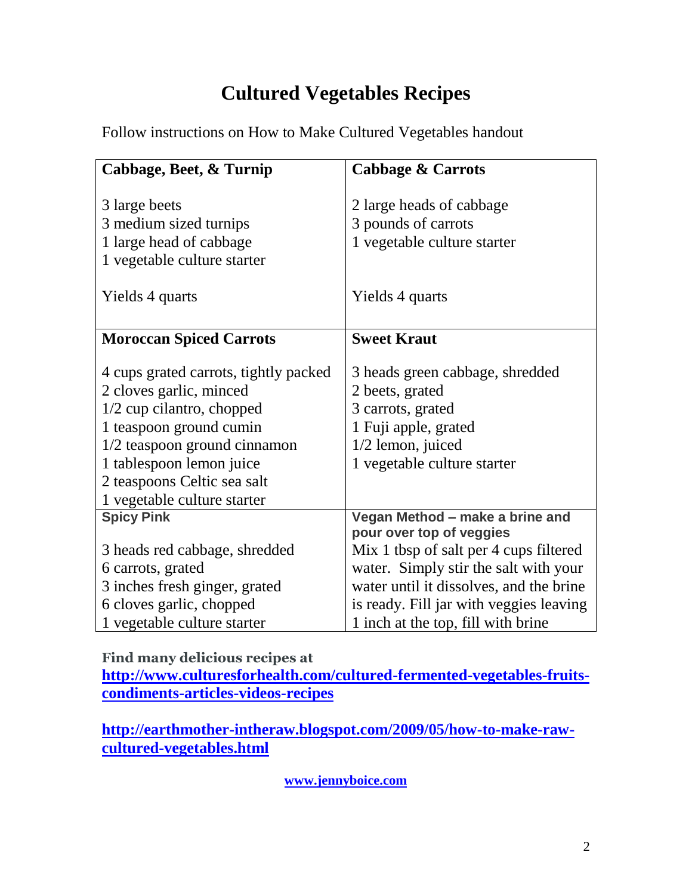# Cultured Vegetables Recipes

Follow instructions on How to Make Cultured Vegetables handout

| | |
|---|---|
| **Cabbage, Beet, & Turnip**<br><br>3 large beets<br>3 medium sized turnips<br>1 large head of cabbage<br>1 vegetable culture starter<br><br>Yields 4 quarts | **Cabbage & Carrots**<br><br>2 large heads of cabbage<br>3 pounds of carrots<br>1 vegetable culture starter<br><br>Yields 4 quarts |
| **Moroccan Spiced Carrots**<br><br>4 cups grated carrots, tightly packed<br>2 cloves garlic, minced<br>1/2 cup cilantro, chopped<br>1 teaspoon ground cumin<br>1/2 teaspoon ground cinnamon<br>1 tablespoon lemon juice<br>2 teaspoons Celtic sea salt<br>1 vegetable culture starter | **Sweet Kraut**<br><br>3 heads green cabbage, shredded<br>2 beets, grated<br>3 carrots, grated<br>1 Fuji apple, grated<br>1/2 lemon, juiced<br>1 vegetable culture starter |
| **Spicy Pink**<br><br>3 heads red cabbage, shredded<br>6 carrots, grated<br>3 inches fresh ginger, grated<br>6 cloves garlic, chopped<br>1 vegetable culture starter | **Vegan Method – make a brine and pour over top of veggies**<br>Mix 1 tbsp of salt per 4 cups filtered water. Simply stir the salt with your water until it dissolves, and the brine is ready. Fill jar with veggies leaving 1 inch at the top, fill with brine |

**Find many delicious recipes at**
**http://www.culturesforhealth.com/cultured-fermented-vegetables-fruits-condiments-articles-videos-recipes**

**http://earthmother-intheraw.blogspot.com/2009/05/how-to-make-raw-cultured-vegetables.html**

**www.jennyboice.com**